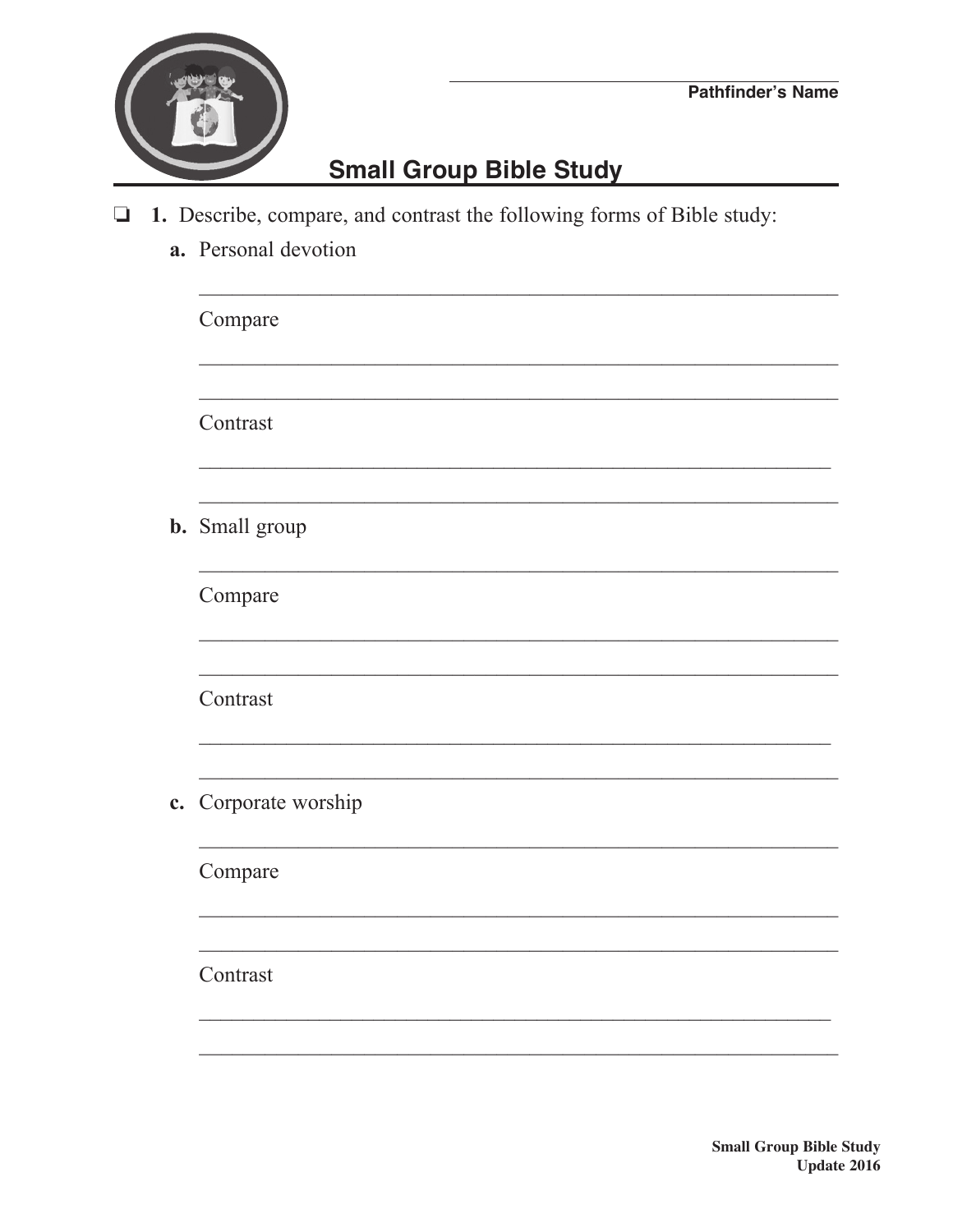Pathfinder's Name

## Small Group Bible Study

- ❏ **1.** Describe, compare, and contrast the following forms of Bible study:

  **a.** Personal devotion

  Compare

  Contrast

  **b.** Small group

  Compare

  Contrast

  **c.** Corporate worship

  Compare

  Contrast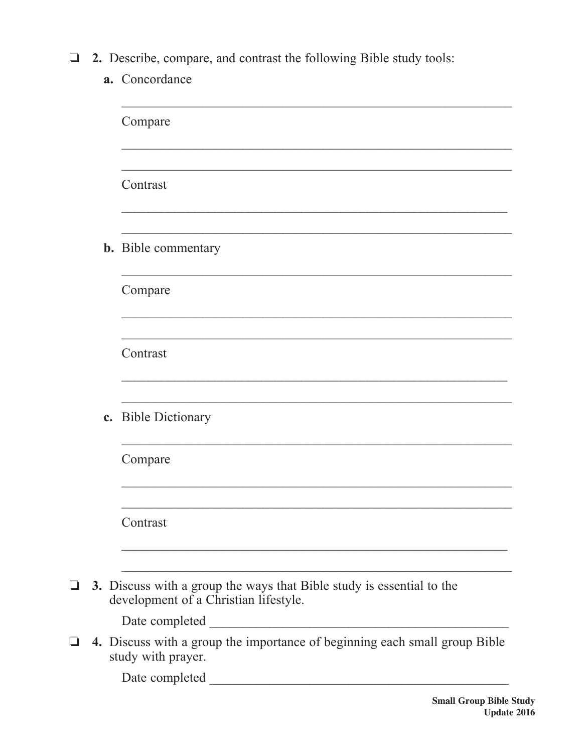❏ **2.** Describe, compare, and contrast the following Bible study tools:

**a.** Concordance

_______________________________________________________________

Compare

_______________________________________________________________

_______________________________________________________________

Contrast

_______________________________________________________________

_______________________________________________________________

**b.** Bible commentary

_______________________________________________________________

Compare

_______________________________________________________________

_______________________________________________________________

Contrast

_______________________________________________________________

_______________________________________________________________

**c.** Bible Dictionary

_______________________________________________________________

Compare

_______________________________________________________________

_______________________________________________________________

Contrast

_______________________________________________________________

_______________________________________________________________

❏ **3.** Discuss with a group the ways that Bible study is essential to the development of a Christian lifestyle.

Date completed _______________________________________________

❏ **4.** Discuss with a group the importance of beginning each small group Bible study with prayer.

Date completed _______________________________________________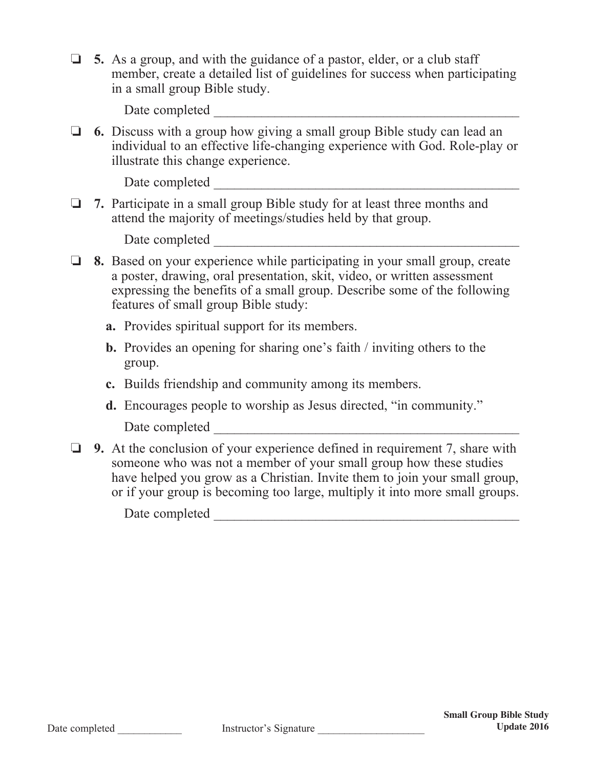❏ **5.** As a group, and with the guidance of a pastor, elder, or a club staff member, create a detailed list of guidelines for success when participating in a small group Bible study.

Date completed ______________________________________________

❏ **6.** Discuss with a group how giving a small group Bible study can lead an individual to an effective life-changing experience with God. Role-play or illustrate this change experience.

Date completed ______________________________________________

❏ **7.** Participate in a small group Bible study for at least three months and attend the majority of meetings/studies held by that group.

Date completed ______________________________________________

❏ **8.** Based on your experience while participating in your small group, create a poster, drawing, oral presentation, skit, video, or written assessment expressing the benefits of a small group. Describe some of the following features of small group Bible study:

**a.** Provides spiritual support for its members.

**b.** Provides an opening for sharing one's faith / inviting others to the group.

**c.** Builds friendship and community among its members.

**d.** Encourages people to worship as Jesus directed, "in community."

Date completed ______________________________________________

❏ **9.** At the conclusion of your experience defined in requirement 7, share with someone who was not a member of your small group how these studies have helped you grow as a Christian. Invite them to join your small group, or if your group is becoming too large, multiply it into more small groups.

Date completed ______________________________________________

Date completed ____________ Instructor's Signature ____________________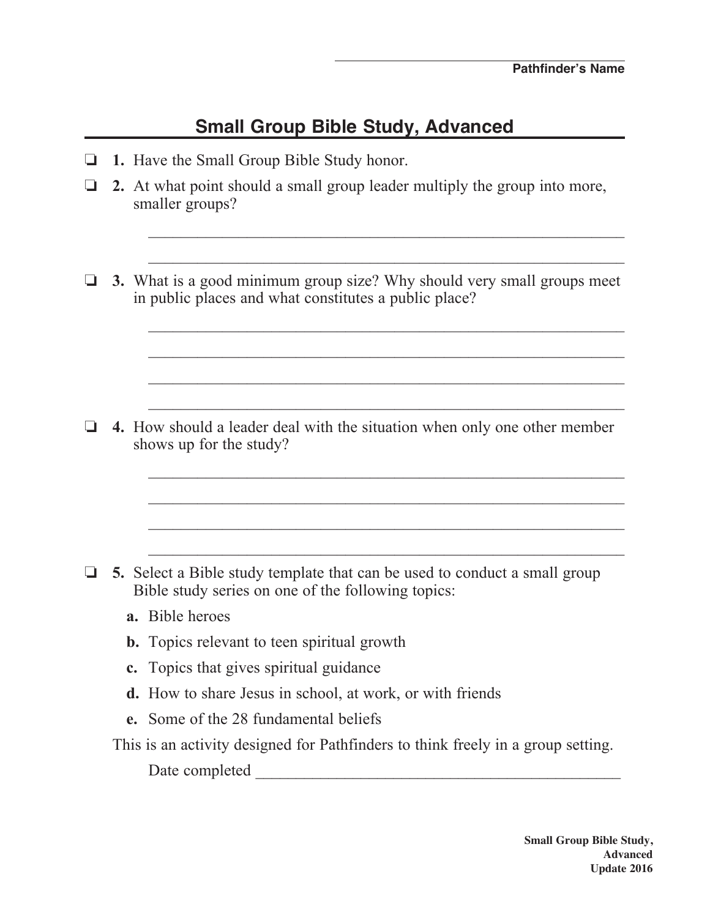Pathfinder's Name

# Small Group Bible Study, Advanced

❏ **1.** Have the Small Group Bible Study honor.

❏ **2.** At what point should a small group leader multiply the group into more, smaller groups?

❏ **3.** What is a good minimum group size? Why should very small groups meet in public places and what constitutes a public place?

❏ **4.** How should a leader deal with the situation when only one other member shows up for the study?

❏ **5.** Select a Bible study template that can be used to conduct a small group Bible study series on one of the following topics:

- **a.** Bible heroes
- **b.** Topics relevant to teen spiritual growth
- **c.** Topics that gives spiritual guidance
- **d.** How to share Jesus in school, at work, or with friends
- **e.** Some of the 28 fundamental beliefs

This is an activity designed for Pathfinders to think freely in a group setting.

Date completed ______________________________________________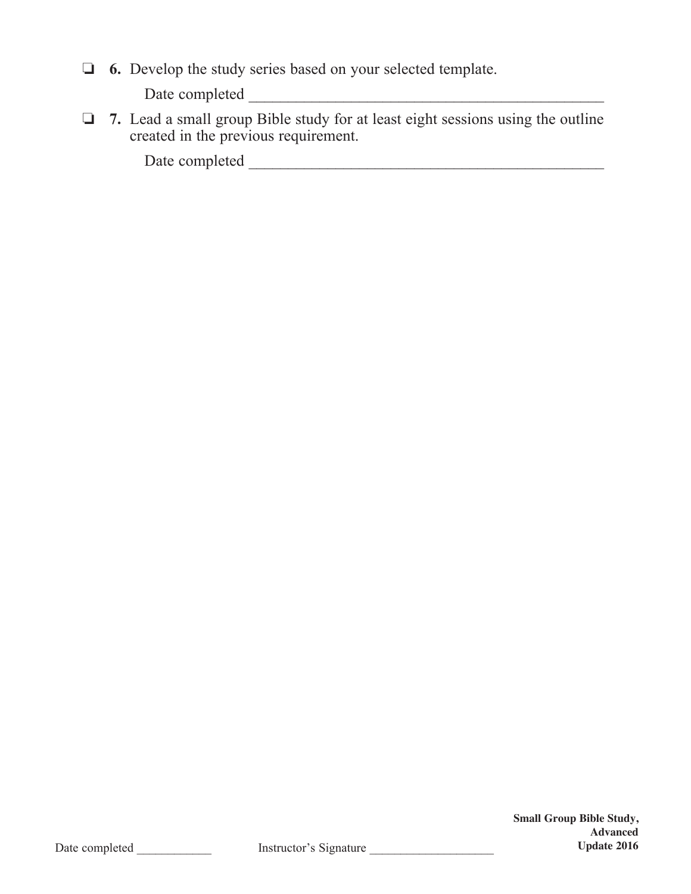❏ **6.** Develop the study series based on your selected template.

Date completed ______________________________________________

❏ **7.** Lead a small group Bible study for at least eight sessions using the outline created in the previous requirement.

Date completed ______________________________________________

Date completed ____________ Instructor's Signature ____________________

**Small Group Bible Study, Advanced**
**Update 2016**